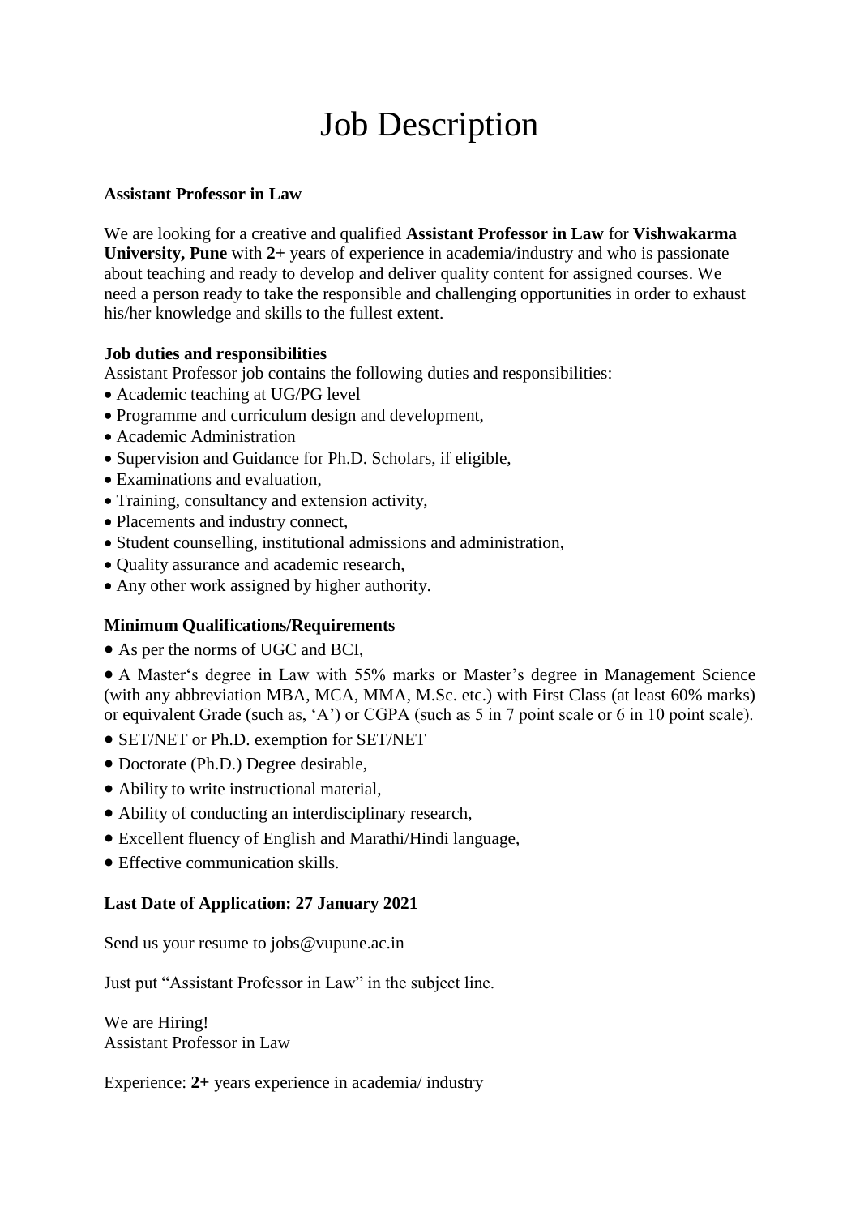# Job Description

**Assistant Professor in Law**

We are looking for a creative and qualified **Assistant Professor in Law** for **Vishwakarma University, Pune** with **2+** years of experience in academia/industry and who is passionate about teaching and ready to develop and deliver quality content for assigned courses. We need a person ready to take the responsible and challenging opportunities in order to exhaust his/her knowledge and skills to the fullest extent.

**Job duties and responsibilities**

Assistant Professor job contains the following duties and responsibilities:

- Academic teaching at UG/PG level
- Programme and curriculum design and development,
- Academic Administration
- Supervision and Guidance for Ph.D. Scholars, if eligible,
- Examinations and evaluation,
- Training, consultancy and extension activity,
- Placements and industry connect,
- Student counselling, institutional admissions and administration,
- Quality assurance and academic research,
- Any other work assigned by higher authority.

**Minimum Qualifications/Requirements**

- As per the norms of UGC and BCI,
- A Master's degree in Law with 55% marks or Master's degree in Management Science (with any abbreviation MBA, MCA, MMA, M.Sc. etc.) with First Class (at least 60% marks) or equivalent Grade (such as, 'A') or CGPA (such as 5 in 7 point scale or 6 in 10 point scale).
- SET/NET or Ph.D. exemption for SET/NET
- Doctorate (Ph.D.) Degree desirable,
- Ability to write instructional material,
- Ability of conducting an interdisciplinary research,
- Excellent fluency of English and Marathi/Hindi language,
- Effective communication skills.

**Last Date of Application: 27 January 2021**

Send us your resume to jobs@vupune.ac.in

Just put "Assistant Professor in Law" in the subject line.

We are Hiring!
Assistant Professor in Law

Experience: **2+** years experience in academia/ industry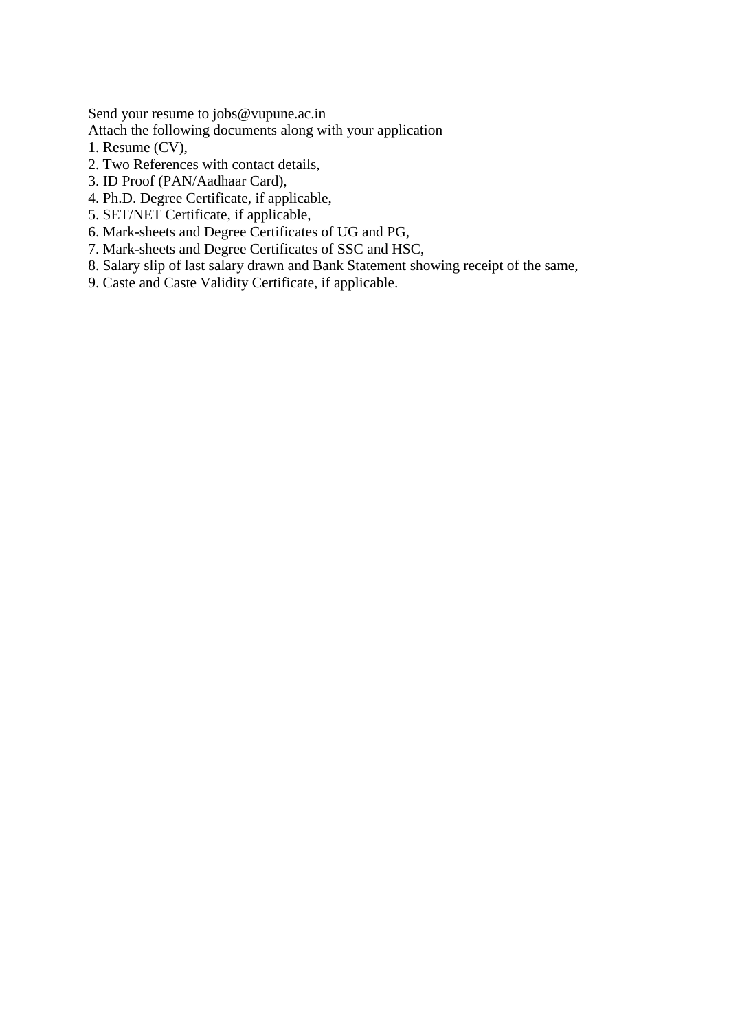Send your resume to jobs@vupune.ac.in

Attach the following documents along with your application

1. Resume (CV),
2. Two References with contact details,
3. ID Proof (PAN/Aadhaar Card),
4. Ph.D. Degree Certificate, if applicable,
5. SET/NET Certificate, if applicable,
6. Mark-sheets and Degree Certificates of UG and PG,
7. Mark-sheets and Degree Certificates of SSC and HSC,
8. Salary slip of last salary drawn and Bank Statement showing receipt of the same,
9. Caste and Caste Validity Certificate, if applicable.